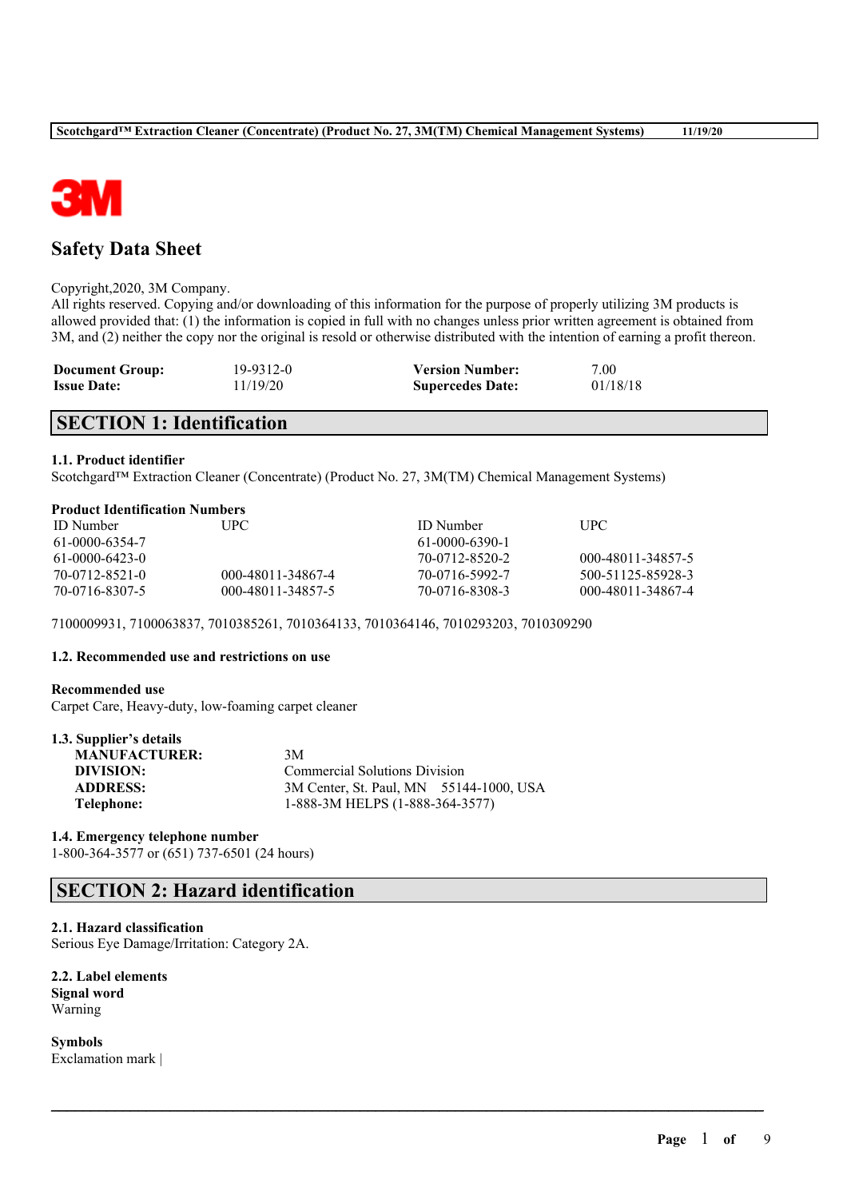# Safety Data Sheet

Copyright,2020, 3M Company.
All rights reserved. Copying and/or downloading of this information for the purpose of properly utilizing 3M products is allowed provided that: (1) the information is copied in full with no changes unless prior written agreement is obtained from 3M, and (2) neither the copy nor the original is resold or otherwise distributed with the intention of earning a profit thereon.

| | | | |
|---|---|---|---|
| **Document Group:** | 19-9312-0 | **Version Number:** | 7.00 |
| **Issue Date:** | 11/19/20 | **Supercedes Date:** | 01/18/18 |

## SECTION 1: Identification

### 1.1. Product identifier

Scotchgard™ Extraction Cleaner (Concentrate) (Product No. 27, 3M(TM) Chemical Management Systems)

**Product Identification Numbers**

| ID Number | UPC | ID Number | UPC |
|---|---|---|---|
| 61-0000-6354-7 | | 61-0000-6390-1 | |
| 61-0000-6423-0 | | 70-0712-8520-2 | 000-48011-34857-5 |
| 70-0712-8521-0 | 000-48011-34867-4 | 70-0716-5992-7 | 500-51125-85928-3 |
| 70-0716-8307-5 | 000-48011-34857-5 | 70-0716-8308-3 | 000-48011-34867-4 |

7100009931, 7100063837, 7010385261, 7010364133, 7010364146, 7010293203, 7010309290

### 1.2. Recommended use and restrictions on use

**Recommended use**

Carpet Care, Heavy-duty, low-foaming carpet cleaner

### 1.3. Supplier's details

| | |
|---|---|
| **MANUFACTURER:** | 3M |
| **DIVISION:** | Commercial Solutions Division |
| **ADDRESS:** | 3M Center, St. Paul, MN 55144-1000, USA |
| **Telephone:** | 1-888-3M HELPS (1-888-364-3577) |

### 1.4. Emergency telephone number

1-800-364-3577 or (651) 737-6501 (24 hours)

## SECTION 2: Hazard identification

### 2.1. Hazard classification

Serious Eye Damage/Irritation: Category 2A.

### 2.2. Label elements

**Signal word**

Warning

**Symbols**

Exclamation mark |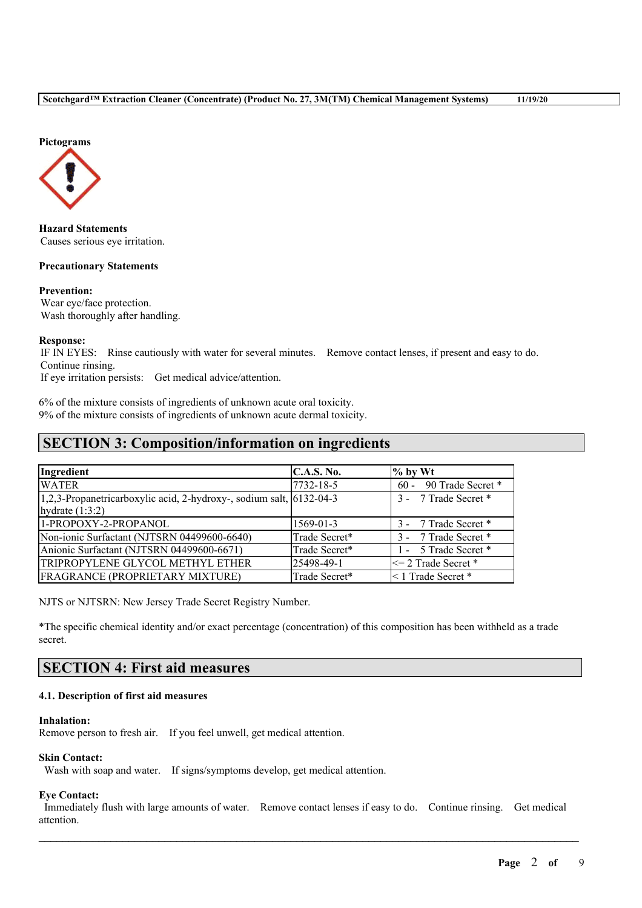**Pictograms**

**Hazard Statements**
Causes serious eye irritation.

**Precautionary Statements**

**Prevention:**
Wear eye/face protection.
Wash thoroughly after handling.

**Response:**
IF IN EYES: Rinse cautiously with water for several minutes. Remove contact lenses, if present and easy to do. Continue rinsing.
If eye irritation persists: Get medical advice/attention.

6% of the mixture consists of ingredients of unknown acute oral toxicity.
9% of the mixture consists of ingredients of unknown acute dermal toxicity.

## SECTION 3: Composition/information on ingredients

| Ingredient | C.A.S. No. | % by Wt |
|---|---|---|
| WATER | 7732-18-5 | 60 - 90 Trade Secret * |
| 1,2,3-Propanetricarboxylic acid, 2-hydroxy-, sodium salt, hydrate (1:3:2) | 6132-04-3 | 3 - 7 Trade Secret * |
| 1-PROPOXY-2-PROPANOL | 1569-01-3 | 3 - 7 Trade Secret * |
| Non-ionic Surfactant (NJTSRN 04499600-6640) | Trade Secret* | 3 - 7 Trade Secret * |
| Anionic Surfactant (NJTSRN 04499600-6671) | Trade Secret* | 1 - 5 Trade Secret * |
| TRIPROPYLENE GLYCOL METHYL ETHER | 25498-49-1 | <= 2 Trade Secret * |
| FRAGRANCE (PROPRIETARY MIXTURE) | Trade Secret* | < 1 Trade Secret * |

NJTS or NJTSRN: New Jersey Trade Secret Registry Number.

*The specific chemical identity and/or exact percentage (concentration) of this composition has been withheld as a trade secret.

## SECTION 4: First aid measures

### 4.1. Description of first aid measures

**Inhalation:**
Remove person to fresh air. If you feel unwell, get medical attention.

**Skin Contact:**
Wash with soap and water. If signs/symptoms develop, get medical attention.

**Eye Contact:**
Immediately flush with large amounts of water. Remove contact lenses if easy to do. Continue rinsing. Get medical attention.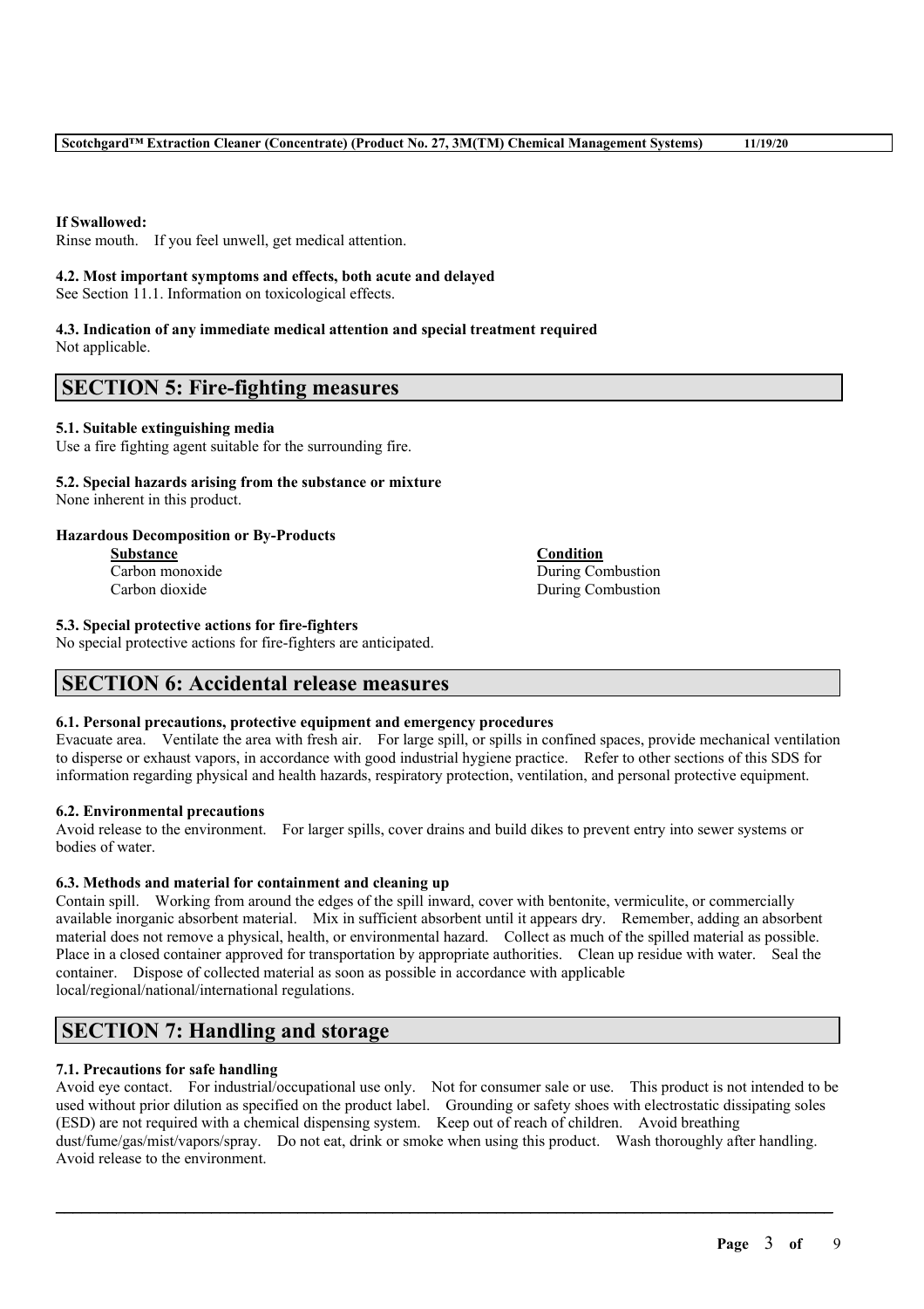**If Swallowed:**
Rinse mouth. If you feel unwell, get medical attention.

**4.2. Most important symptoms and effects, both acute and delayed**
See Section 11.1. Information on toxicological effects.

**4.3. Indication of any immediate medical attention and special treatment required**
Not applicable.

## SECTION 5: Fire-fighting measures

**5.1. Suitable extinguishing media**
Use a fire fighting agent suitable for the surrounding fire.

**5.2. Special hazards arising from the substance or mixture**
None inherent in this product.

**Hazardous Decomposition or By-Products**

| Substance | Condition |
| --- | --- |
| Carbon monoxide | During Combustion |
| Carbon dioxide | During Combustion |

**5.3. Special protective actions for fire-fighters**
No special protective actions for fire-fighters are anticipated.

## SECTION 6: Accidental release measures

**6.1. Personal precautions, protective equipment and emergency procedures**
Evacuate area. Ventilate the area with fresh air. For large spill, or spills in confined spaces, provide mechanical ventilation to disperse or exhaust vapors, in accordance with good industrial hygiene practice. Refer to other sections of this SDS for information regarding physical and health hazards, respiratory protection, ventilation, and personal protective equipment.

**6.2. Environmental precautions**
Avoid release to the environment. For larger spills, cover drains and build dikes to prevent entry into sewer systems or bodies of water.

**6.3. Methods and material for containment and cleaning up**
Contain spill. Working from around the edges of the spill inward, cover with bentonite, vermiculite, or commercially available inorganic absorbent material. Mix in sufficient absorbent until it appears dry. Remember, adding an absorbent material does not remove a physical, health, or environmental hazard. Collect as much of the spilled material as possible. Place in a closed container approved for transportation by appropriate authorities. Clean up residue with water. Seal the container. Dispose of collected material as soon as possible in accordance with applicable local/regional/national/international regulations.

## SECTION 7: Handling and storage

**7.1. Precautions for safe handling**
Avoid eye contact. For industrial/occupational use only. Not for consumer sale or use. This product is not intended to be used without prior dilution as specified on the product label. Grounding or safety shoes with electrostatic dissipating soles (ESD) are not required with a chemical dispensing system. Keep out of reach of children. Avoid breathing dust/fume/gas/mist/vapors/spray. Do not eat, drink or smoke when using this product. Wash thoroughly after handling. Avoid release to the environment.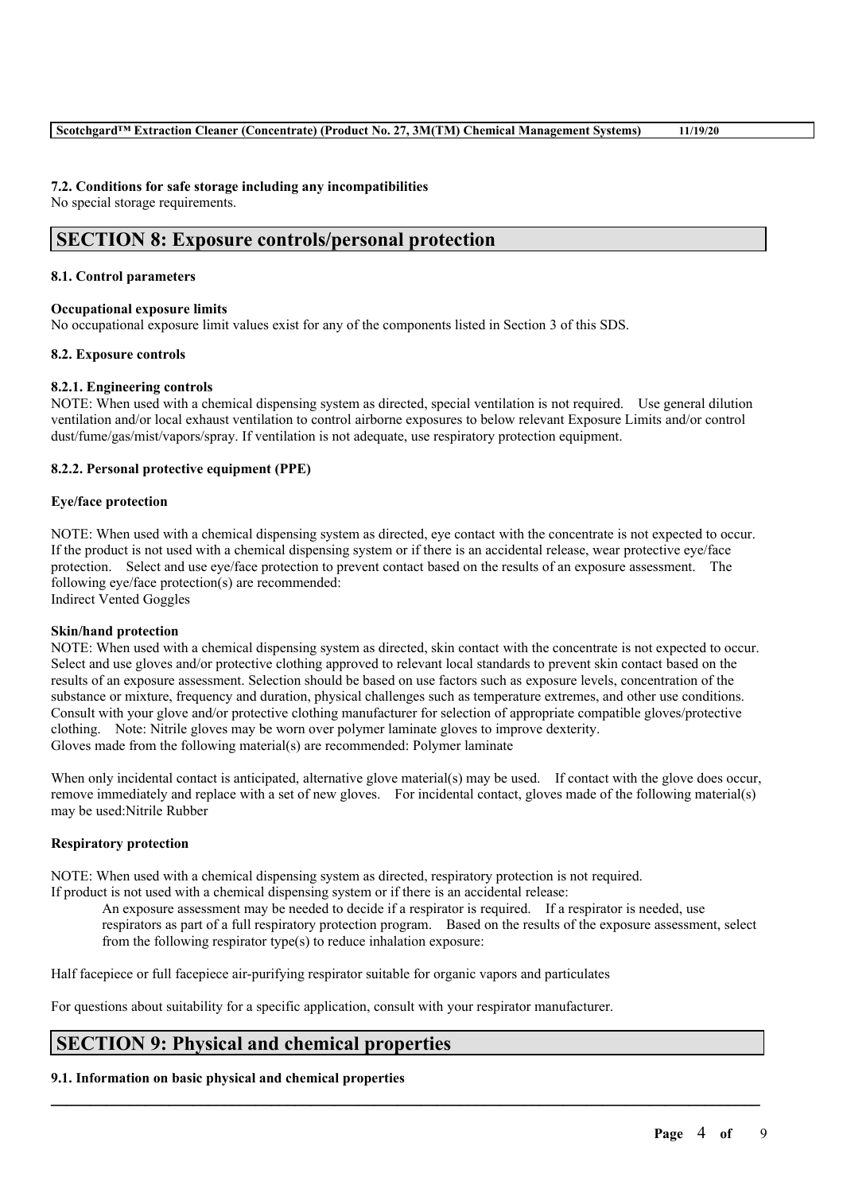### 7.2. Conditions for safe storage including any incompatibilities

No special storage requirements.

## SECTION 8: Exposure controls/personal protection

### 8.1. Control parameters

**Occupational exposure limits**

No occupational exposure limit values exist for any of the components listed in Section 3 of this SDS.

### 8.2. Exposure controls

#### 8.2.1. Engineering controls

NOTE: When used with a chemical dispensing system as directed, special ventilation is not required. Use general dilution ventilation and/or local exhaust ventilation to control airborne exposures to below relevant Exposure Limits and/or control dust/fume/gas/mist/vapors/spray. If ventilation is not adequate, use respiratory protection equipment.

#### 8.2.2. Personal protective equipment (PPE)

**Eye/face protection**

NOTE: When used with a chemical dispensing system as directed, eye contact with the concentrate is not expected to occur. If the product is not used with a chemical dispensing system or if there is an accidental release, wear protective eye/face protection. Select and use eye/face protection to prevent contact based on the results of an exposure assessment. The following eye/face protection(s) are recommended:
Indirect Vented Goggles

**Skin/hand protection**

NOTE: When used with a chemical dispensing system as directed, skin contact with the concentrate is not expected to occur. Select and use gloves and/or protective clothing approved to relevant local standards to prevent skin contact based on the results of an exposure assessment. Selection should be based on use factors such as exposure levels, concentration of the substance or mixture, frequency and duration, physical challenges such as temperature extremes, and other use conditions. Consult with your glove and/or protective clothing manufacturer for selection of appropriate compatible gloves/protective clothing. Note: Nitrile gloves may be worn over polymer laminate gloves to improve dexterity.
Gloves made from the following material(s) are recommended: Polymer laminate

When only incidental contact is anticipated, alternative glove material(s) may be used. If contact with the glove does occur, remove immediately and replace with a set of new gloves. For incidental contact, gloves made of the following material(s) may be used:Nitrile Rubber

**Respiratory protection**

NOTE: When used with a chemical dispensing system as directed, respiratory protection is not required.
If product is not used with a chemical dispensing system or if there is an accidental release:

> An exposure assessment may be needed to decide if a respirator is required. If a respirator is needed, use respirators as part of a full respiratory protection program. Based on the results of the exposure assessment, select from the following respirator type(s) to reduce inhalation exposure:

Half facepiece or full facepiece air-purifying respirator suitable for organic vapors and particulates

For questions about suitability for a specific application, consult with your respirator manufacturer.

## SECTION 9: Physical and chemical properties

### 9.1. Information on basic physical and chemical properties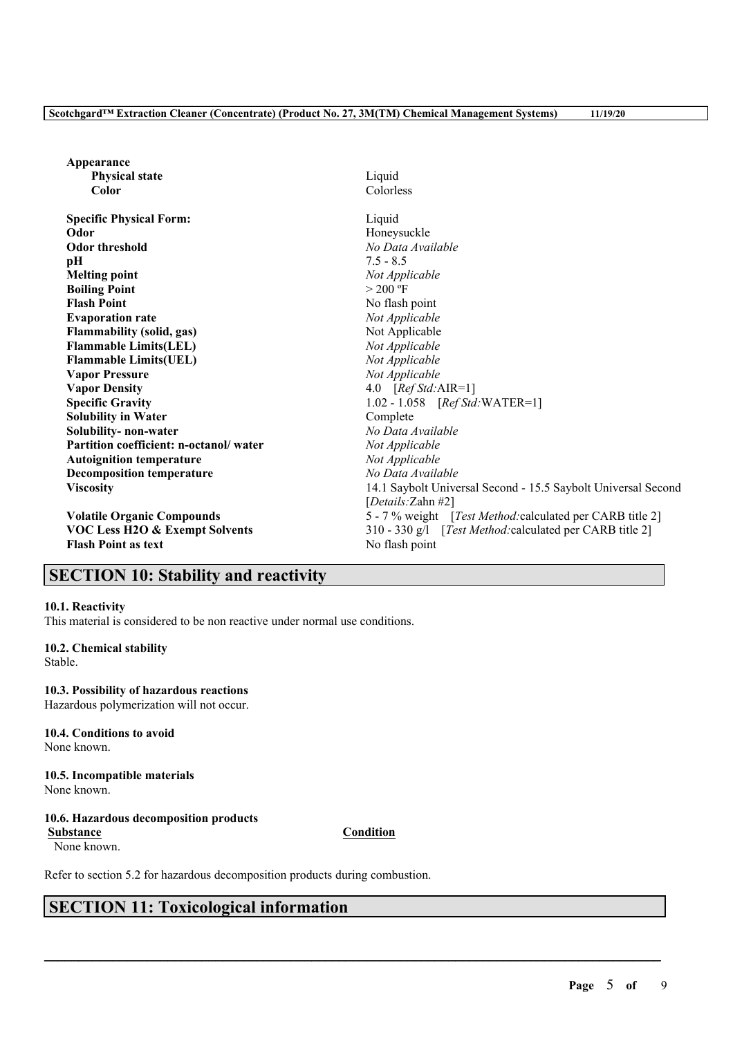| | |
|---|---|
| **Appearance** | |
| **Physical state** | Liquid |
| **Color** | Colorless |
| **Specific Physical Form:** | Liquid |
| **Odor** | Honeysuckle |
| **Odor threshold** | *No Data Available* |
| **pH** | 7.5 - 8.5 |
| **Melting point** | *Not Applicable* |
| **Boiling Point** | > 200 ºF |
| **Flash Point** | No flash point |
| **Evaporation rate** | *Not Applicable* |
| **Flammability (solid, gas)** | Not Applicable |
| **Flammable Limits(LEL)** | *Not Applicable* |
| **Flammable Limits(UEL)** | *Not Applicable* |
| **Vapor Pressure** | *Not Applicable* |
| **Vapor Density** | 4.0 [*Ref Std:*AIR=1] |
| **Specific Gravity** | 1.02 - 1.058 [*Ref Std:*WATER=1] |
| **Solubility in Water** | Complete |
| **Solubility- non-water** | *No Data Available* |
| **Partition coefficient: n-octanol/ water** | *Not Applicable* |
| **Autoignition temperature** | *Not Applicable* |
| **Decomposition temperature** | *No Data Available* |
| **Viscosity** | 14.1 Saybolt Universal Second - 15.5 Saybolt Universal Second [*Details:*Zahn #2] |
| **Volatile Organic Compounds** | 5 - 7 % weight [*Test Method:*calculated per CARB title 2] |
| **VOC Less H2O & Exempt Solvents** | 310 - 330 g/l [*Test Method:*calculated per CARB title 2] |
| **Flash Point as text** | No flash point |

## SECTION 10: Stability and reactivity

**10.1. Reactivity**
This material is considered to be non reactive under normal use conditions.

**10.2. Chemical stability**
Stable.

**10.3. Possibility of hazardous reactions**
Hazardous polymerization will not occur.

**10.4. Conditions to avoid**
None known.

**10.5. Incompatible materials**
None known.

**10.6. Hazardous decomposition products**

| Substance | Condition |
|---|---|
| None known. | |

Refer to section 5.2 for hazardous decomposition products during combustion.

## SECTION 11: Toxicological information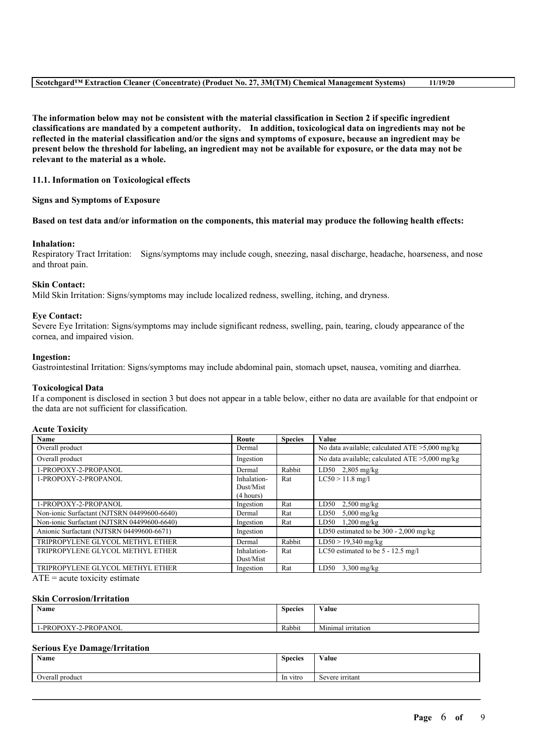**The information below may not be consistent with the material classification in Section 2 if specific ingredient classifications are mandated by a competent authority. In addition, toxicological data on ingredients may not be reflected in the material classification and/or the signs and symptoms of exposure, because an ingredient may be present below the threshold for labeling, an ingredient may not be available for exposure, or the data may not be relevant to the material as a whole.**

**11.1. Information on Toxicological effects**

**Signs and Symptoms of Exposure**

**Based on test data and/or information on the components, this material may produce the following health effects:**

**Inhalation:**
Respiratory Tract Irritation: Signs/symptoms may include cough, sneezing, nasal discharge, headache, hoarseness, and nose and throat pain.

**Skin Contact:**
Mild Skin Irritation: Signs/symptoms may include localized redness, swelling, itching, and dryness.

**Eye Contact:**
Severe Eye Irritation: Signs/symptoms may include significant redness, swelling, pain, tearing, cloudy appearance of the cornea, and impaired vision.

**Ingestion:**
Gastrointestinal Irritation: Signs/symptoms may include abdominal pain, stomach upset, nausea, vomiting and diarrhea.

**Toxicological Data**
If a component is disclosed in section 3 but does not appear in a table below, either no data are available for that endpoint or the data are not sufficient for classification.

**Acute Toxicity**

| Name | Route | Species | Value |
|---|---|---|---|
| Overall product | Dermal | | No data available; calculated ATE >5,000 mg/kg |
| Overall product | Ingestion | | No data available; calculated ATE >5,000 mg/kg |
| 1-PROPOXY-2-PROPANOL | Dermal | Rabbit | LD50 2,805 mg/kg |
| 1-PROPOXY-2-PROPANOL | Inhalation-Dust/Mist (4 hours) | Rat | LC50 > 11.8 mg/l |
| 1-PROPOXY-2-PROPANOL | Ingestion | Rat | LD50 2,500 mg/kg |
| Non-ionic Surfactant (NJTSRN 04499600-6640) | Dermal | Rat | LD50 5,000 mg/kg |
| Non-ionic Surfactant (NJTSRN 04499600-6640) | Ingestion | Rat | LD50 1,200 mg/kg |
| Anionic Surfactant (NJTSRN 04499600-6671) | Ingestion | | LD50 estimated to be 300 - 2,000 mg/kg |
| TRIPROPYLENE GLYCOL METHYL ETHER | Dermal | Rabbit | LD50 > 19,340 mg/kg |
| TRIPROPYLENE GLYCOL METHYL ETHER | Inhalation-Dust/Mist | Rat | LC50 estimated to be 5 - 12.5 mg/l |
| TRIPROPYLENE GLYCOL METHYL ETHER | Ingestion | Rat | LD50 3,300 mg/kg |

ATE = acute toxicity estimate

**Skin Corrosion/Irritation**

| Name | Species | Value |
|---|---|---|
| 1-PROPOXY-2-PROPANOL | Rabbit | Minimal irritation |

**Serious Eye Damage/Irritation**

| Name | Species | Value |
|---|---|---|
| Overall product | In vitro | Severe irritant |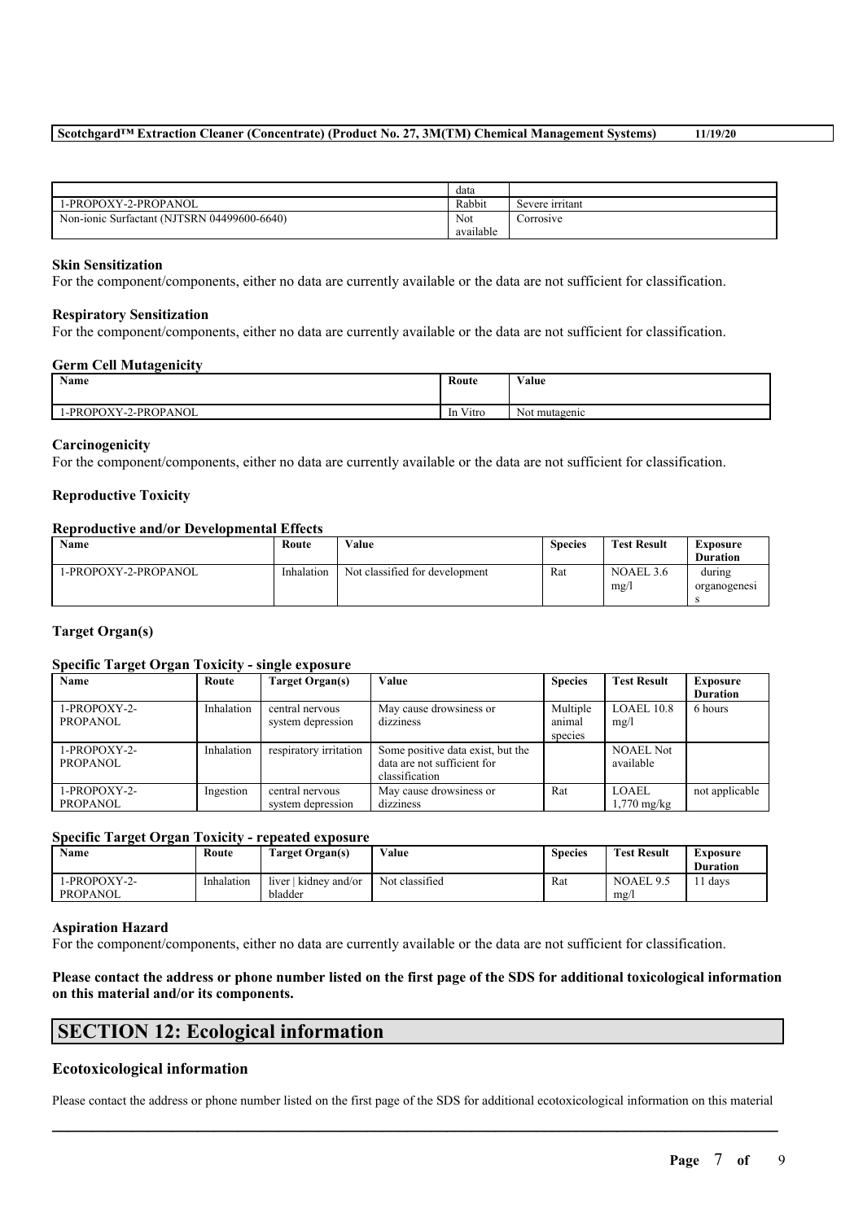| | data | |
|---|---|---|
| 1-PROPOXY-2-PROPANOL | Rabbit | Severe irritant |
| Non-ionic Surfactant (NJTSRN 04499600-6640) | Not available | Corrosive |

**Skin Sensitization**

For the component/components, either no data are currently available or the data are not sufficient for classification.

**Respiratory Sensitization**

For the component/components, either no data are currently available or the data are not sufficient for classification.

**Germ Cell Mutagenicity**

| Name | Route | Value |
|---|---|---|
| 1-PROPOXY-2-PROPANOL | In Vitro | Not mutagenic |

**Carcinogenicity**

For the component/components, either no data are currently available or the data are not sufficient for classification.

**Reproductive Toxicity**

**Reproductive and/or Developmental Effects**

| Name | Route | Value | Species | Test Result | Exposure Duration |
|---|---|---|---|---|---|
| 1-PROPOXY-2-PROPANOL | Inhalation | Not classified for development | Rat | NOAEL 3.6 mg/l | during organogenesis |

**Target Organ(s)**

**Specific Target Organ Toxicity - single exposure**

| Name | Route | Target Organ(s) | Value | Species | Test Result | Exposure Duration |
|---|---|---|---|---|---|---|
| 1-PROPOXY-2-PROPANOL | Inhalation | central nervous system depression | May cause drowsiness or dizziness | Multiple animal species | LOAEL 10.8 mg/l | 6 hours |
| 1-PROPOXY-2-PROPANOL | Inhalation | respiratory irritation | Some positive data exist, but the data are not sufficient for classification | | NOAEL Not available | |
| 1-PROPOXY-2-PROPANOL | Ingestion | central nervous system depression | May cause drowsiness or dizziness | Rat | LOAEL 1,770 mg/kg | not applicable |

**Specific Target Organ Toxicity - repeated exposure**

| Name | Route | Target Organ(s) | Value | Species | Test Result | Exposure Duration |
|---|---|---|---|---|---|---|
| 1-PROPOXY-2-PROPANOL | Inhalation | liver \| kidney and/or bladder | Not classified | Rat | NOAEL 9.5 mg/l | 11 days |

**Aspiration Hazard**

For the component/components, either no data are currently available or the data are not sufficient for classification.

**Please contact the address or phone number listed on the first page of the SDS for additional toxicological information on this material and/or its components.**

## SECTION 12: Ecological information

### Ecotoxicological information

Please contact the address or phone number listed on the first page of the SDS for additional ecotoxicological information on this material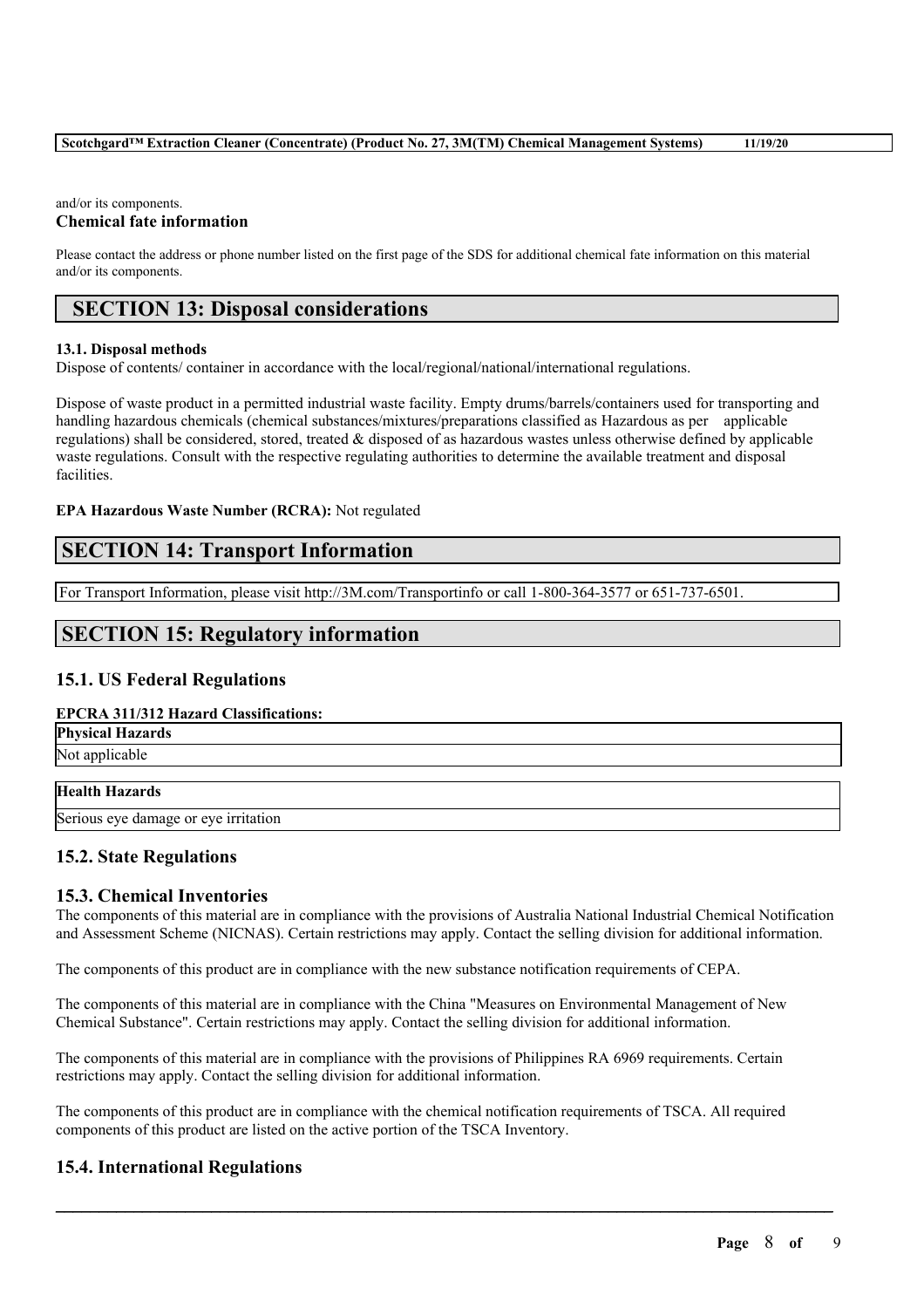and/or its components.

**Chemical fate information**

Please contact the address or phone number listed on the first page of the SDS for additional chemical fate information on this material and/or its components.

## SECTION 13: Disposal considerations

**13.1. Disposal methods**

Dispose of contents/ container in accordance with the local/regional/national/international regulations.

Dispose of waste product in a permitted industrial waste facility. Empty drums/barrels/containers used for transporting and handling hazardous chemicals (chemical substances/mixtures/preparations classified as Hazardous as per applicable regulations) shall be considered, stored, treated & disposed of as hazardous wastes unless otherwise defined by applicable waste regulations. Consult with the respective regulating authorities to determine the available treatment and disposal facilities.

**EPA Hazardous Waste Number (RCRA):** Not regulated

## SECTION 14: Transport Information

For Transport Information, please visit http://3M.com/Transportinfo or call 1-800-364-3577 or 651-737-6501.

## SECTION 15: Regulatory information

### 15.1. US Federal Regulations

**EPCRA 311/312 Hazard Classifications:**

| **Physical Hazards** |
| --- |
| Not applicable |

| **Health Hazards** |
| --- |
| Serious eye damage or eye irritation |

### 15.2. State Regulations

### 15.3. Chemical Inventories

The components of this material are in compliance with the provisions of Australia National Industrial Chemical Notification and Assessment Scheme (NICNAS). Certain restrictions may apply. Contact the selling division for additional information.

The components of this product are in compliance with the new substance notification requirements of CEPA.

The components of this material are in compliance with the China "Measures on Environmental Management of New Chemical Substance". Certain restrictions may apply. Contact the selling division for additional information.

The components of this material are in compliance with the provisions of Philippines RA 6969 requirements. Certain restrictions may apply. Contact the selling division for additional information.

The components of this product are in compliance with the chemical notification requirements of TSCA. All required components of this product are listed on the active portion of the TSCA Inventory.

### 15.4. International Regulations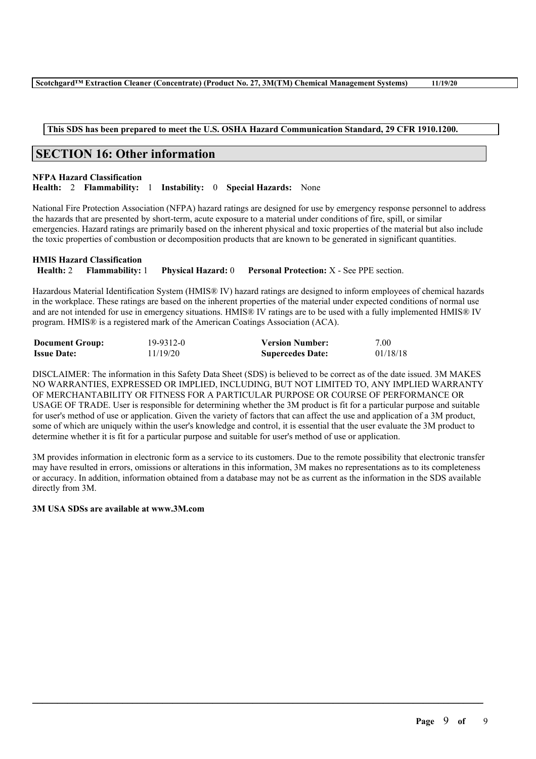This SDS has been prepared to meet the U.S. OSHA Hazard Communication Standard, 29 CFR 1910.1200.

## SECTION 16: Other information

**NFPA Hazard Classification**
**Health:** 2 **Flammability:** 1 **Instability:** 0 **Special Hazards:** None

National Fire Protection Association (NFPA) hazard ratings are designed for use by emergency response personnel to address the hazards that are presented by short-term, acute exposure to a material under conditions of fire, spill, or similar emergencies. Hazard ratings are primarily based on the inherent physical and toxic properties of the material but also include the toxic properties of combustion or decomposition products that are known to be generated in significant quantities.

**HMIS Hazard Classification**
**Health:** 2 **Flammability:** 1 **Physical Hazard:** 0 **Personal Protection:** X - See PPE section.

Hazardous Material Identification System (HMIS® IV) hazard ratings are designed to inform employees of chemical hazards in the workplace. These ratings are based on the inherent properties of the material under expected conditions of normal use and are not intended for use in emergency situations. HMIS® IV ratings are to be used with a fully implemented HMIS® IV program. HMIS® is a registered mark of the American Coatings Association (ACA).

| | | | |
|---|---|---|---|
| **Document Group:** | 19-9312-0 | **Version Number:** | 7.00 |
| **Issue Date:** | 11/19/20 | **Supercedes Date:** | 01/18/18 |

DISCLAIMER: The information in this Safety Data Sheet (SDS) is believed to be correct as of the date issued. 3M MAKES NO WARRANTIES, EXPRESSED OR IMPLIED, INCLUDING, BUT NOT LIMITED TO, ANY IMPLIED WARRANTY OF MERCHANTABILITY OR FITNESS FOR A PARTICULAR PURPOSE OR COURSE OF PERFORMANCE OR USAGE OF TRADE. User is responsible for determining whether the 3M product is fit for a particular purpose and suitable for user's method of use or application. Given the variety of factors that can affect the use and application of a 3M product, some of which are uniquely within the user's knowledge and control, it is essential that the user evaluate the 3M product to determine whether it is fit for a particular purpose and suitable for user's method of use or application.

3M provides information in electronic form as a service to its customers. Due to the remote possibility that electronic transfer may have resulted in errors, omissions or alterations in this information, 3M makes no representations as to its completeness or accuracy. In addition, information obtained from a database may not be as current as the information in the SDS available directly from 3M.

**3M USA SDSs are available at www.3M.com**